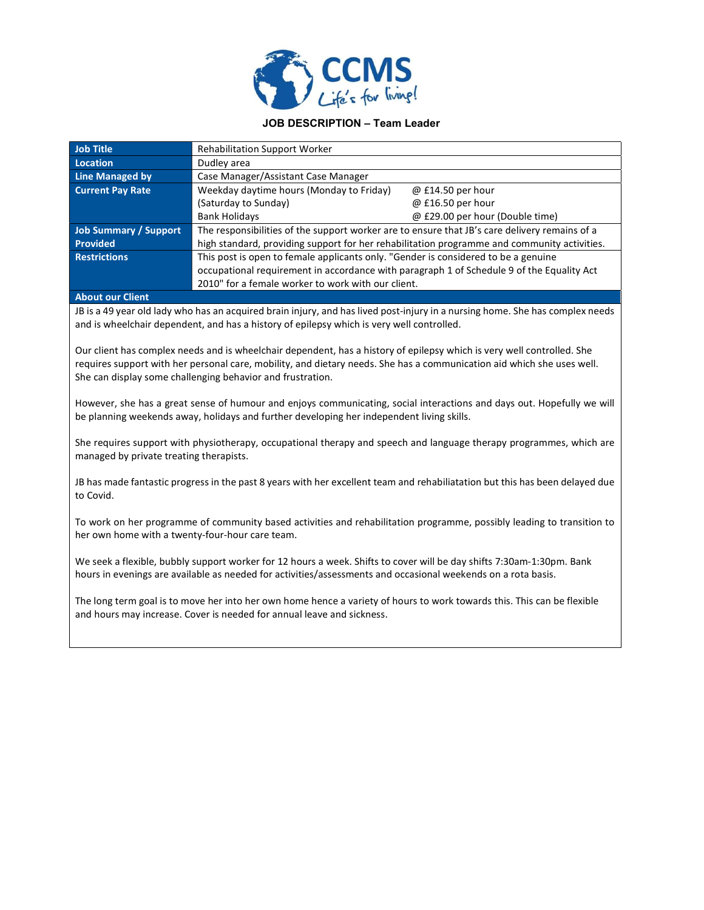# CCMS
*Life's for living!*

## JOB DESCRIPTION – Team Leader

| | | |
|---|---|---|
| **Job Title** | Rehabilitation Support Worker | |
| **Location** | Dudley area | |
| **Line Managed by** | Case Manager/Assistant Case Manager | |
| **Current Pay Rate** | Weekday daytime hours (Monday to Friday) | @ £14.50 per hour |
| | (Saturday to Sunday) | @ £16.50 per hour |
| | Bank Holidays | @ £29.00 per hour (Double time) |
| **Job Summary / Support Provided** | The responsibilities of the support worker are to ensure that JB's care delivery remains of a high standard, providing support for her rehabilitation programme and community activities. | |
| **Restrictions** | This post is open to female applicants only. "Gender is considered to be a genuine occupational requirement in accordance with paragraph 1 of Schedule 9 of the Equality Act 2010" for a female worker to work with our client. | |

**About our Client**

JB is a 49 year old lady who has an acquired brain injury, and has lived post-injury in a nursing home. She has complex needs and is wheelchair dependent, and has a history of epilepsy which is very well controlled.

Our client has complex needs and is wheelchair dependent, has a history of epilepsy which is very well controlled. She requires support with her personal care, mobility, and dietary needs. She has a communication aid which she uses well. She can display some challenging behavior and frustration.

However, she has a great sense of humour and enjoys communicating, social interactions and days out. Hopefully we will be planning weekends away, holidays and further developing her independent living skills.

She requires support with physiotherapy, occupational therapy and speech and language therapy programmes, which are managed by private treating therapists.

JB has made fantastic progress in the past 8 years with her excellent team and rehabiliatation but this has been delayed due to Covid.

To work on her programme of community based activities and rehabilitation programme, possibly leading to transition to her own home with a twenty-four-hour care team.

We seek a flexible, bubbly support worker for 12 hours a week. Shifts to cover will be day shifts 7:30am-1:30pm. Bank hours in evenings are available as needed for activities/assessments and occasional weekends on a rota basis.

The long term goal is to move her into her own home hence a variety of hours to work towards this. This can be flexible and hours may increase. Cover is needed for annual leave and sickness.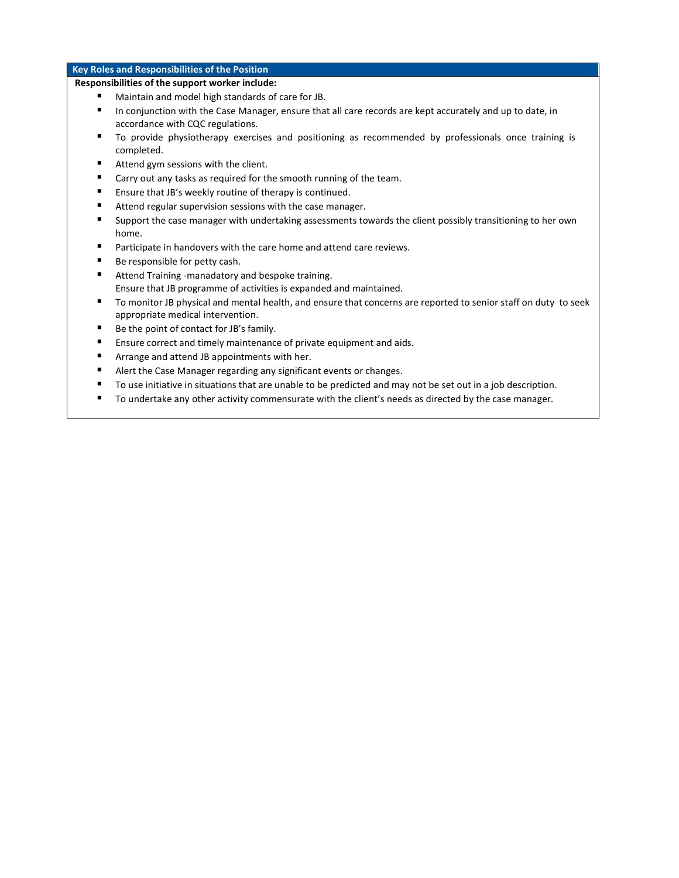## Key Roles and Responsibilities of the Position

**Responsibilities of the support worker include:**

- Maintain and model high standards of care for JB.
- In conjunction with the Case Manager, ensure that all care records are kept accurately and up to date, in accordance with CQC regulations.
- To provide physiotherapy exercises and positioning as recommended by professionals once training is completed.
- Attend gym sessions with the client.
- Carry out any tasks as required for the smooth running of the team.
- Ensure that JB's weekly routine of therapy is continued.
- Attend regular supervision sessions with the case manager.
- Support the case manager with undertaking assessments towards the client possibly transitioning to her own home.
- Participate in handovers with the care home and attend care reviews.
- Be responsible for petty cash.
- Attend Training -manadatory and bespoke training.
  Ensure that JB programme of activities is expanded and maintained.
- To monitor JB physical and mental health, and ensure that concerns are reported to senior staff on duty to seek appropriate medical intervention.
- Be the point of contact for JB's family.
- Ensure correct and timely maintenance of private equipment and aids.
- Arrange and attend JB appointments with her.
- Alert the Case Manager regarding any significant events or changes.
- To use initiative in situations that are unable to be predicted and may not be set out in a job description.
- To undertake any other activity commensurate with the client's needs as directed by the case manager.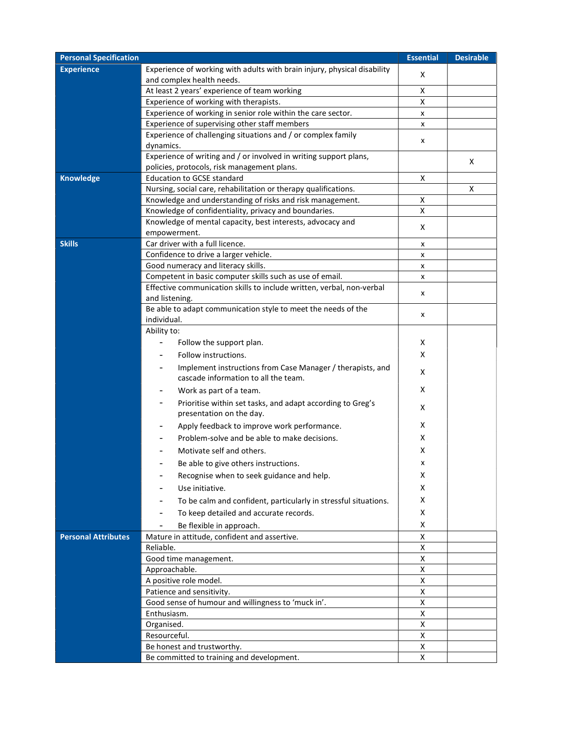| Personal Specification | | Essential | Desirable |
|---|---|---|---|
| **Experience** | Experience of working with adults with brain injury, physical disability and complex health needs. | X | |
| | At least 2 years' experience of team working | X | |
| | Experience of working with therapists. | X | |
| | Experience of working in senior role within the care sector. | x | |
| | Experience of supervising other staff members | x | |
| | Experience of challenging situations and / or complex family dynamics. | x | |
| | Experience of writing and / or involved in writing support plans, policies, protocols, risk management plans. | | X |
| **Knowledge** | Education to GCSE standard | X | |
| | Nursing, social care, rehabilitation or therapy qualifications. | | X |
| | Knowledge and understanding of risks and risk management. | X | |
| | Knowledge of confidentiality, privacy and boundaries. | X | |
| | Knowledge of mental capacity, best interests, advocacy and empowerment. | X | |
| **Skills** | Car driver with a full licence. | x | |
| | Confidence to drive a larger vehicle. | x | |
| | Good numeracy and literacy skills. | x | |
| | Competent in basic computer skills such as use of email. | x | |
| | Effective communication skills to include written, verbal, non-verbal and listening. | x | |
| | Be able to adapt communication style to meet the needs of the individual. | x | |
| | Ability to: | | |
| | - Follow the support plan. | X | |
| | - Follow instructions. | X | |
| | - Implement instructions from Case Manager / therapists, and cascade information to all the team. | X | |
| | - Work as part of a team. | X | |
| | - Prioritise within set tasks, and adapt according to Greg's presentation on the day. | X | |
| | - Apply feedback to improve work performance. | X | |
| | - Problem-solve and be able to make decisions. | X | |
| | - Motivate self and others. | X | |
| | - Be able to give others instructions. | x | |
| | - Recognise when to seek guidance and help. | X | |
| | - Use initiative. | X | |
| | - To be calm and confident, particularly in stressful situations. | X | |
| | - To keep detailed and accurate records. | X | |
| | - Be flexible in approach. | X | |
| **Personal Attributes** | Mature in attitude, confident and assertive. | X | |
| | Reliable. | X | |
| | Good time management. | X | |
| | Approachable. | X | |
| | A positive role model. | X | |
| | Patience and sensitivity. | X | |
| | Good sense of humour and willingness to 'muck in'. | X | |
| | Enthusiasm. | X | |
| | Organised. | X | |
| | Resourceful. | X | |
| | Be honest and trustworthy. | X | |
| | Be committed to training and development. | X | |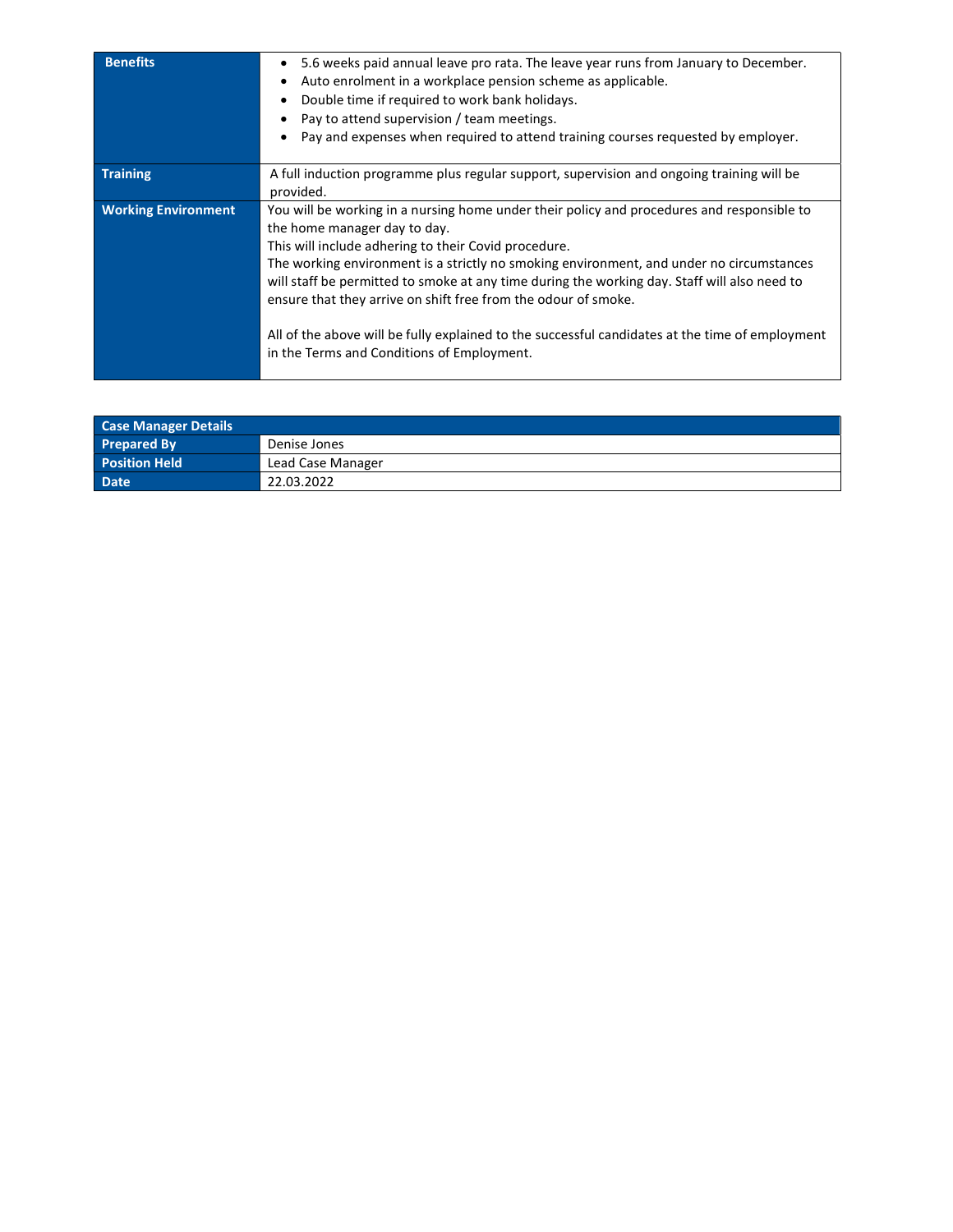| | |
|---|---|
| **Benefits** | • 5.6 weeks paid annual leave pro rata. The leave year runs from January to December.<br>• Auto enrolment in a workplace pension scheme as applicable.<br>• Double time if required to work bank holidays.<br>• Pay to attend supervision / team meetings.<br>• Pay and expenses when required to attend training courses requested by employer. |
| **Training** | A full induction programme plus regular support, supervision and ongoing training will be provided. |
| **Working Environment** | You will be working in a nursing home under their policy and procedures and responsible to the home manager day to day.<br>This will include adhering to their Covid procedure.<br>The working environment is a strictly no smoking environment, and under no circumstances will staff be permitted to smoke at any time during the working day. Staff will also need to ensure that they arrive on shift free from the odour of smoke.<br><br>All of the above will be fully explained to the successful candidates at the time of employment in the Terms and Conditions of Employment. |

| **Case Manager Details** | |
|---|---|
| **Prepared By** | Denise Jones |
| **Position Held** | Lead Case Manager |
| **Date** | 22.03.2022 |